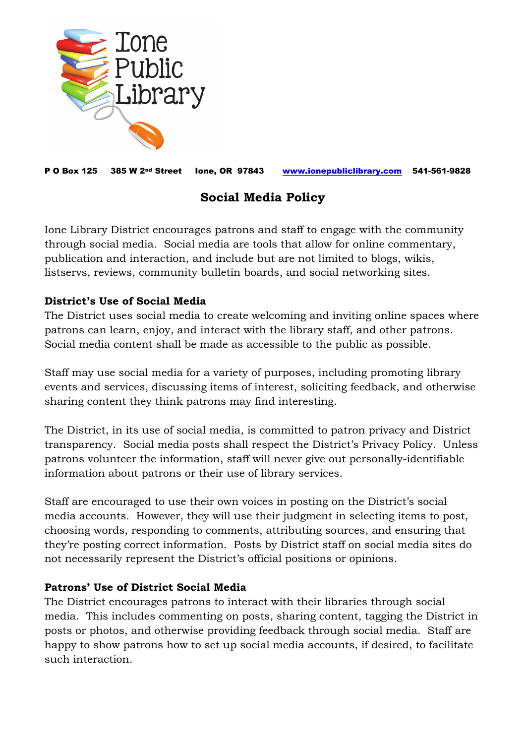Ione Public Library

**P O Box 125 385 W 2nd Street Ione, OR 97843 www.ionepubliclibrary.com 541-561-9828**

## Social Media Policy

Ione Library District encourages patrons and staff to engage with the community through social media. Social media are tools that allow for online commentary, publication and interaction, and include but are not limited to blogs, wikis, listservs, reviews, community bulletin boards, and social networking sites.

**District's Use of Social Media**

The District uses social media to create welcoming and inviting online spaces where patrons can learn, enjoy, and interact with the library staff, and other patrons. Social media content shall be made as accessible to the public as possible.

Staff may use social media for a variety of purposes, including promoting library events and services, discussing items of interest, soliciting feedback, and otherwise sharing content they think patrons may find interesting.

The District, in its use of social media, is committed to patron privacy and District transparency. Social media posts shall respect the District's Privacy Policy. Unless patrons volunteer the information, staff will never give out personally-identifiable information about patrons or their use of library services.

Staff are encouraged to use their own voices in posting on the District's social media accounts. However, they will use their judgment in selecting items to post, choosing words, responding to comments, attributing sources, and ensuring that they're posting correct information. Posts by District staff on social media sites do not necessarily represent the District's official positions or opinions.

**Patrons' Use of District Social Media**

The District encourages patrons to interact with their libraries through social media. This includes commenting on posts, sharing content, tagging the District in posts or photos, and otherwise providing feedback through social media. Staff are happy to show patrons how to set up social media accounts, if desired, to facilitate such interaction.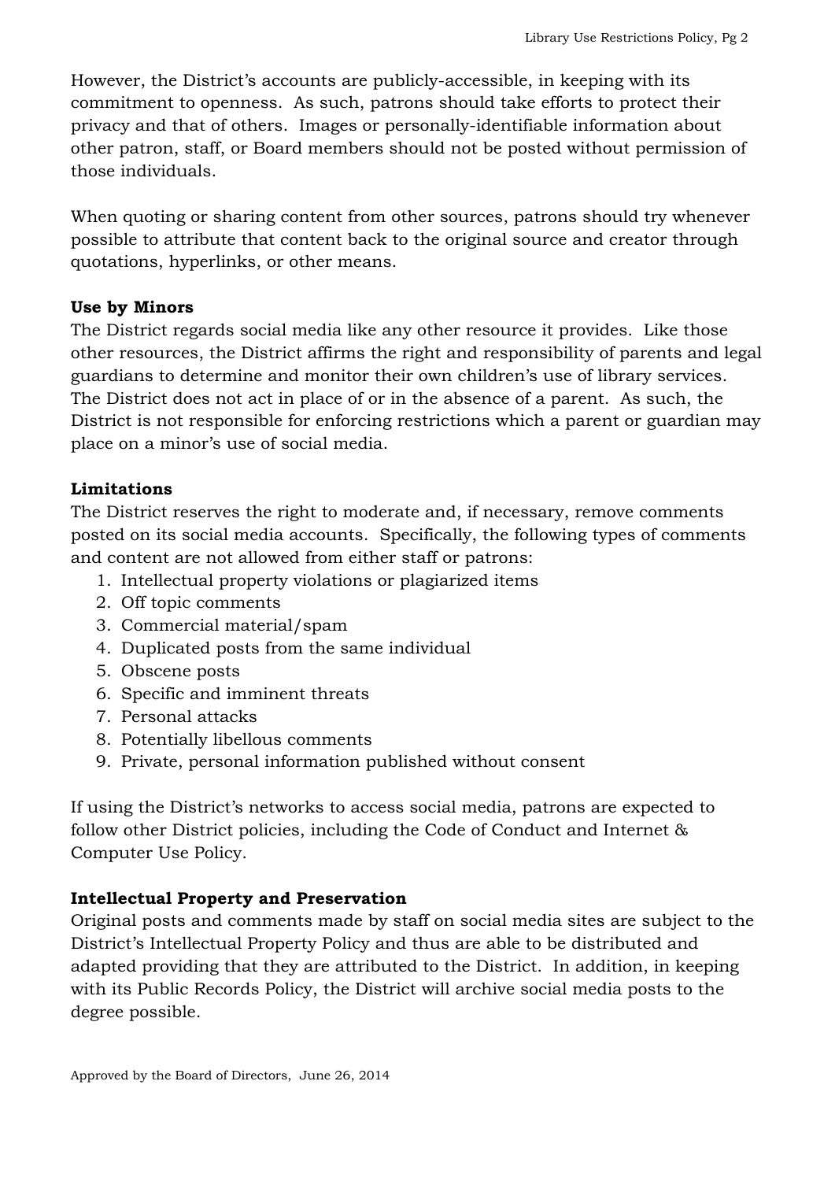However, the District's accounts are publicly-accessible, in keeping with its commitment to openness. As such, patrons should take efforts to protect their privacy and that of others. Images or personally-identifiable information about other patron, staff, or Board members should not be posted without permission of those individuals.

When quoting or sharing content from other sources, patrons should try whenever possible to attribute that content back to the original source and creator through quotations, hyperlinks, or other means.

**Use by Minors**

The District regards social media like any other resource it provides. Like those other resources, the District affirms the right and responsibility of parents and legal guardians to determine and monitor their own children's use of library services. The District does not act in place of or in the absence of a parent. As such, the District is not responsible for enforcing restrictions which a parent or guardian may place on a minor's use of social media.

**Limitations**

The District reserves the right to moderate and, if necessary, remove comments posted on its social media accounts. Specifically, the following types of comments and content are not allowed from either staff or patrons:

1. Intellectual property violations or plagiarized items
2. Off topic comments
3. Commercial material/spam
4. Duplicated posts from the same individual
5. Obscene posts
6. Specific and imminent threats
7. Personal attacks
8. Potentially libellous comments
9. Private, personal information published without consent

If using the District's networks to access social media, patrons are expected to follow other District policies, including the Code of Conduct and Internet & Computer Use Policy.

**Intellectual Property and Preservation**

Original posts and comments made by staff on social media sites are subject to the District's Intellectual Property Policy and thus are able to be distributed and adapted providing that they are attributed to the District. In addition, in keeping with its Public Records Policy, the District will archive social media posts to the degree possible.

Approved by the Board of Directors, June 26, 2014